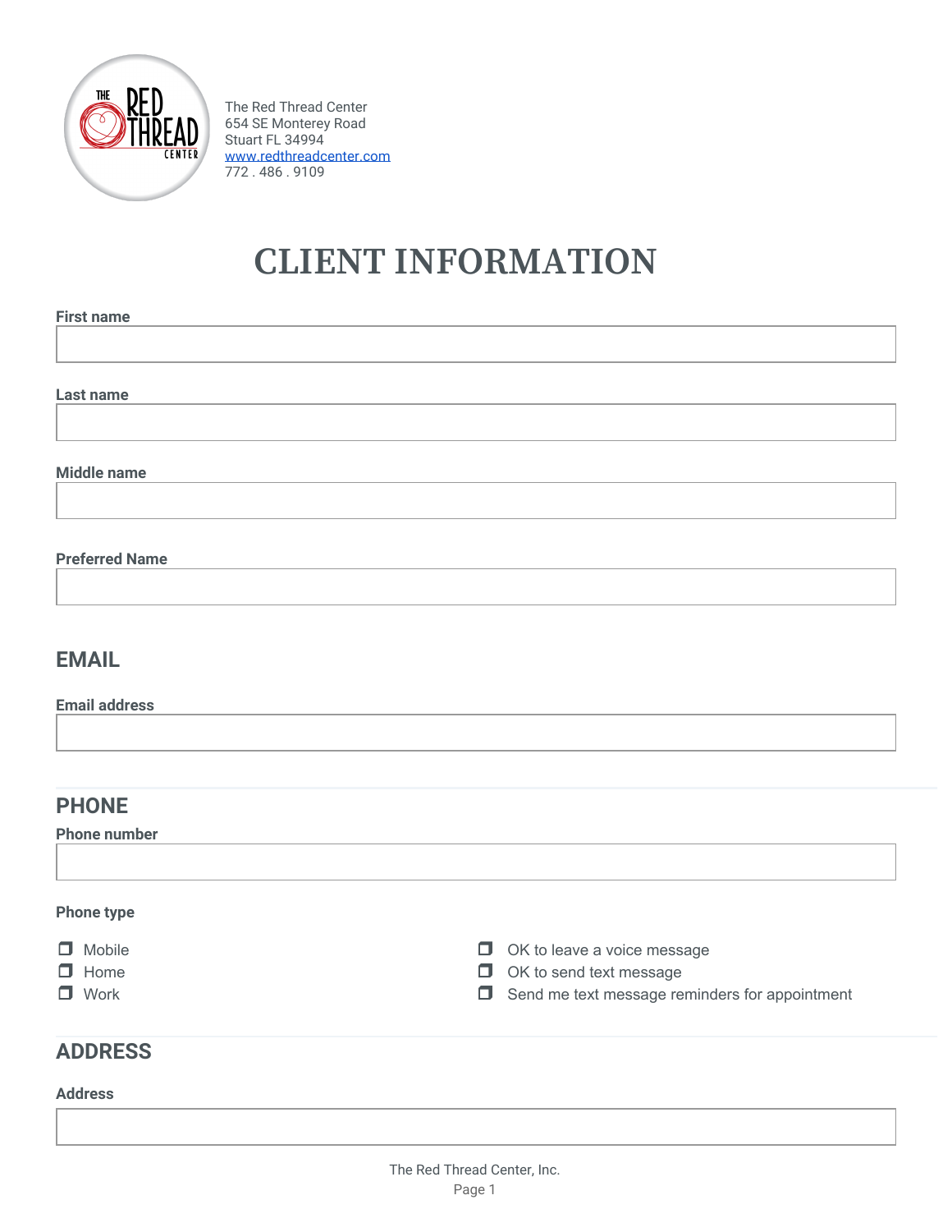The Red Thread Center
654 SE Monterey Road
Stuart FL 34994
www.redthreadcenter.com
772 . 486 . 9109

# CLIENT INFORMATION

**First name**

______________________________

**Last name**

______________________________

**Middle name**

______________________________

**Preferred Name**

______________________________

## EMAIL

**Email address**

______________________________

## PHONE

**Phone number**

______________________________

**Phone type**

- ☐ Mobile
- ☐ Home
- ☐ Work

- ☐ OK to leave a voice message
- ☐ OK to send text message
- ☐ Send me text message reminders for appointment

## ADDRESS

**Address**

______________________________

The Red Thread Center, Inc.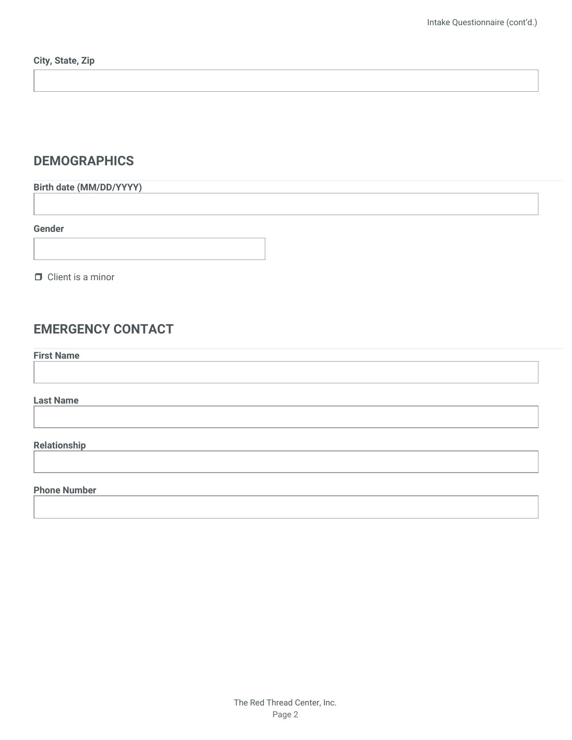**City, State, Zip**

## DEMOGRAPHICS

**Birth date (MM/DD/YYYY)**

**Gender**

- [ ] Client is a minor

## EMERGENCY CONTACT

**First Name**

**Last Name**

**Relationship**

**Phone Number**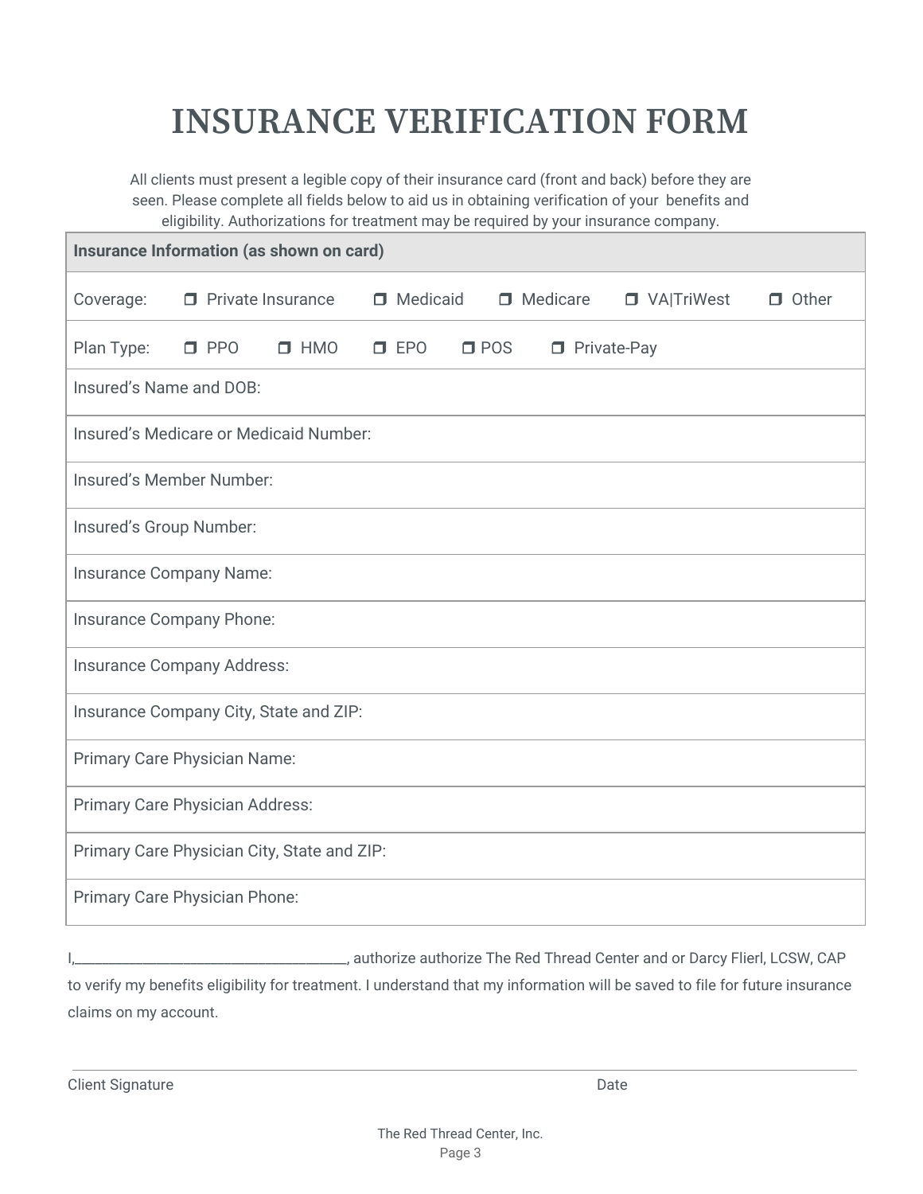# INSURANCE VERIFICATION FORM

All clients must present a legible copy of their insurance card (front and back) before they are seen. Please complete all fields below to aid us in obtaining verification of your benefits and eligibility. Authorizations for treatment may be required by your insurance company.

| **Insurance Information (as shown on card)** |
| --- |
| Coverage: ❒ Private Insurance ❒ Medicaid ❒ Medicare ❒ VA\|TriWest ❒ Other |
| Plan Type: ❒ PPO ❒ HMO ❒ EPO ❒ POS ❒ Private-Pay |
| Insured’s Name and DOB: |
| Insured’s Medicare or Medicaid Number: |
| Insured’s Member Number: |
| Insured’s Group Number: |
| Insurance Company Name: |
| Insurance Company Phone: |
| Insurance Company Address: |
| Insurance Company City, State and ZIP: |
| Primary Care Physician Name: |
| Primary Care Physician Address: |
| Primary Care Physician City, State and ZIP: |
| Primary Care Physician Phone: |

I,___________________________________, authorize authorize The Red Thread Center and or Darcy Flierl, LCSW, CAP to verify my benefits eligibility for treatment. I understand that my information will be saved to file for future insurance claims on my account.

_______________________________________________________________________

Client Signature Date

The Red Thread Center, Inc.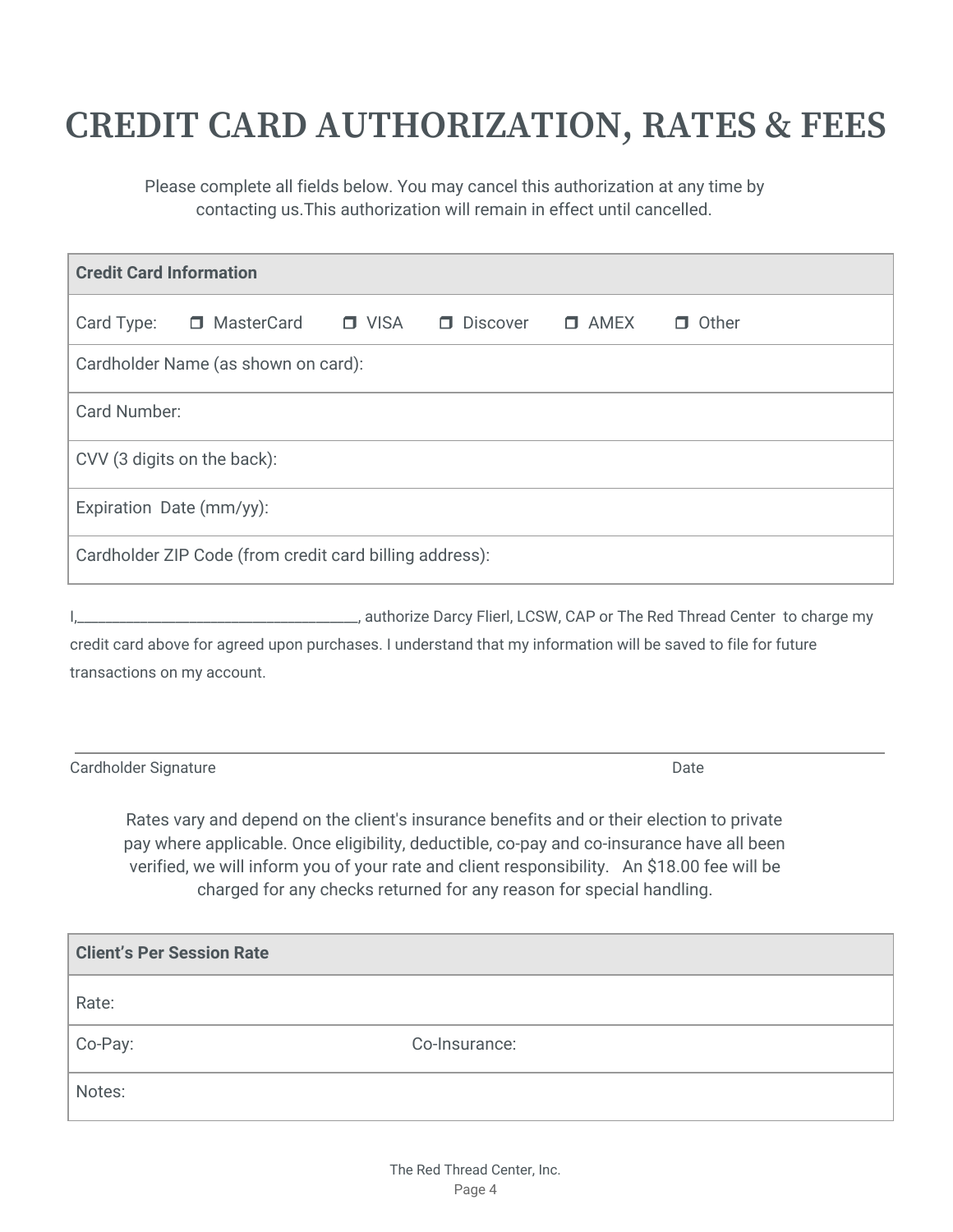# CREDIT CARD AUTHORIZATION, RATES & FEES

Please complete all fields below. You may cancel this authorization at any time by contacting us.This authorization will remain in effect until cancelled.

| **Credit Card Information** |
|---|
| Card Type: ❒ MasterCard ❒ VISA ❒ Discover ❒ AMEX ❒ Other |
| Cardholder Name (as shown on card): |
| Card Number: |
| CVV (3 digits on the back): |
| Expiration Date (mm/yy): |
| Cardholder ZIP Code (from credit card billing address): |

I,______________________________________, authorize Darcy Flierl, LCSW, CAP or The Red Thread Center to charge my credit card above for agreed upon purchases. I understand that my information will be saved to file for future transactions on my account.

_______________________________________________________________________________

Cardholder Signature Date

Rates vary and depend on the client's insurance benefits and or their election to private pay where applicable. Once eligibility, deductible, co-pay and co-insurance have all been verified, we will inform you of your rate and client responsibility. An $18.00 fee will be charged for any checks returned for any reason for special handling.

| **Client's Per Session Rate** | |
|---|---|
| Rate: | |
| Co-Pay: | Co-Insurance: |
| Notes: | |

The Red Thread Center, Inc.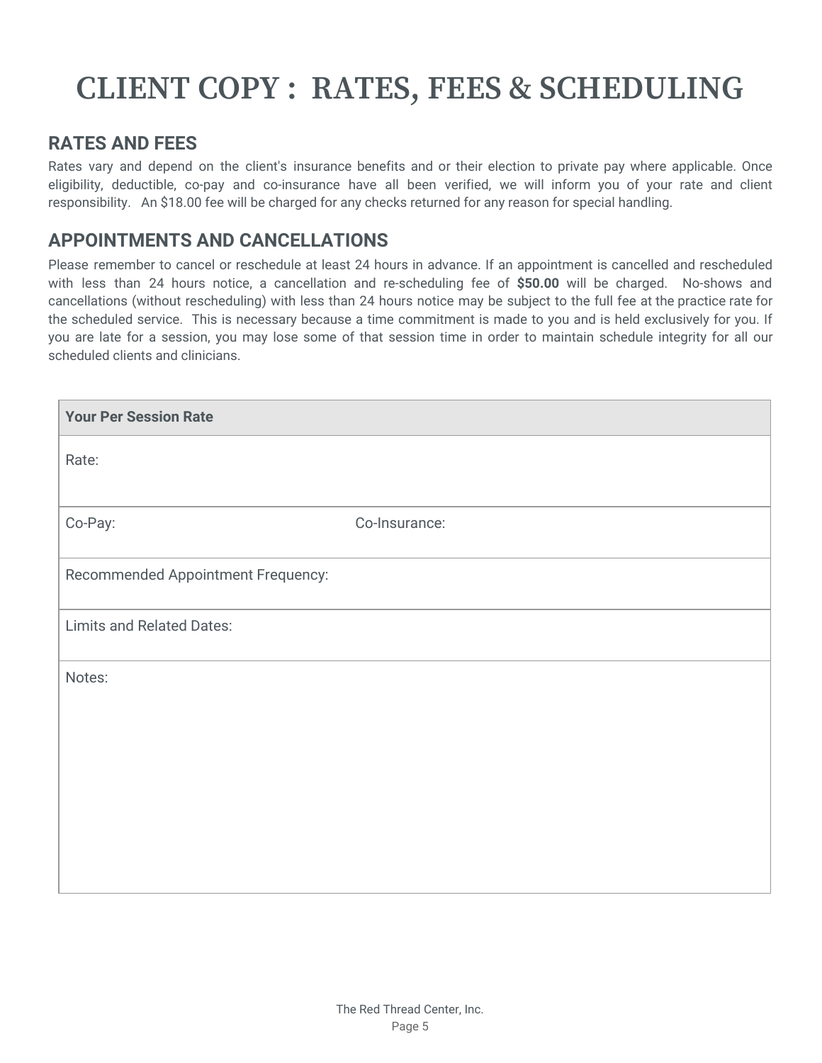# CLIENT COPY : RATES, FEES & SCHEDULING

## RATES AND FEES

Rates vary and depend on the client's insurance benefits and or their election to private pay where applicable. Once eligibility, deductible, co-pay and co-insurance have all been verified, we will inform you of your rate and client responsibility. An $18.00 fee will be charged for any checks returned for any reason for special handling.

## APPOINTMENTS AND CANCELLATIONS

Please remember to cancel or reschedule at least 24 hours in advance. If an appointment is cancelled and rescheduled with less than 24 hours notice, a cancellation and re-scheduling fee of **$50.00** will be charged. No-shows and cancellations (without rescheduling) with less than 24 hours notice may be subject to the full fee at the practice rate for the scheduled service. This is necessary because a time commitment is made to you and is held exclusively for you. If you are late for a session, you may lose some of that session time in order to maintain schedule integrity for all our scheduled clients and clinicians.

| **Your Per Session Rate** | |
|---|---|
| Rate: | |
| Co-Pay: | Co-Insurance: |
| Recommended Appointment Frequency: | |
| Limits and Related Dates: | |
| Notes: | |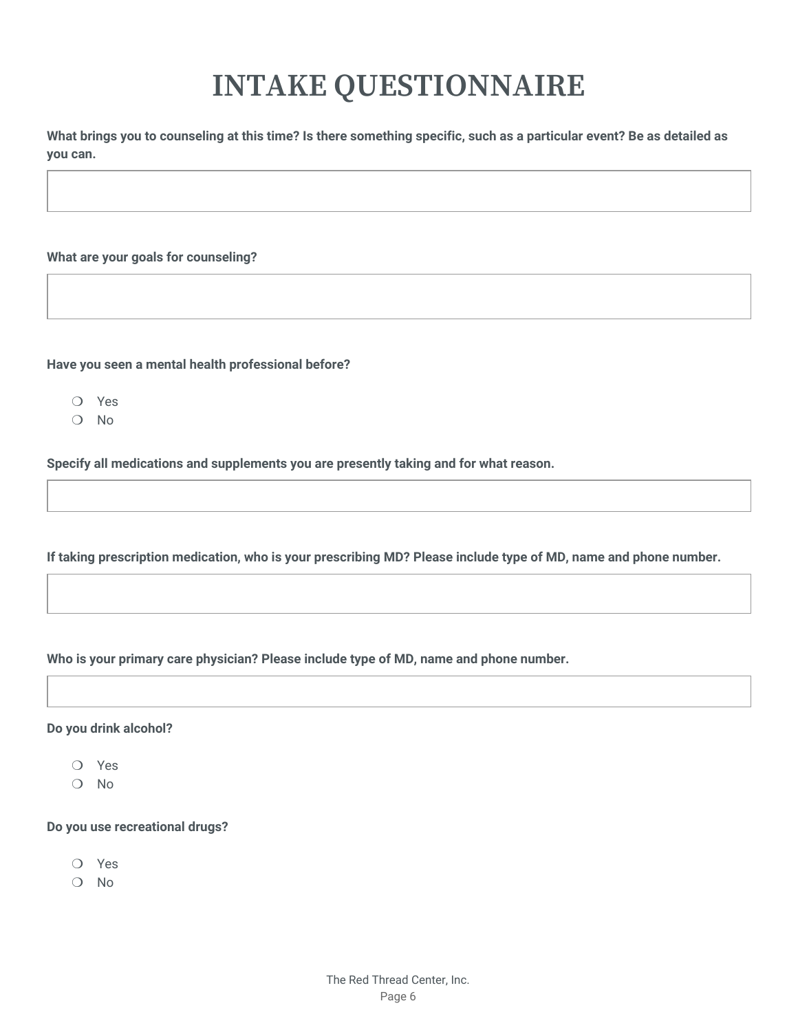# INTAKE QUESTIONNAIRE

**What brings you to counseling at this time? Is there something specific, such as a particular event? Be as detailed as you can.**

**What are your goals for counseling?**

**Have you seen a mental health professional before?**

- ❍ Yes
- ❍ No

**Specify all medications and supplements you are presently taking and for what reason.**

**If taking prescription medication, who is your prescribing MD? Please include type of MD, name and phone number.**

**Who is your primary care physician? Please include type of MD, name and phone number.**

**Do you drink alcohol?**

- ❍ Yes
- ❍ No

**Do you use recreational drugs?**

- ❍ Yes
- ❍ No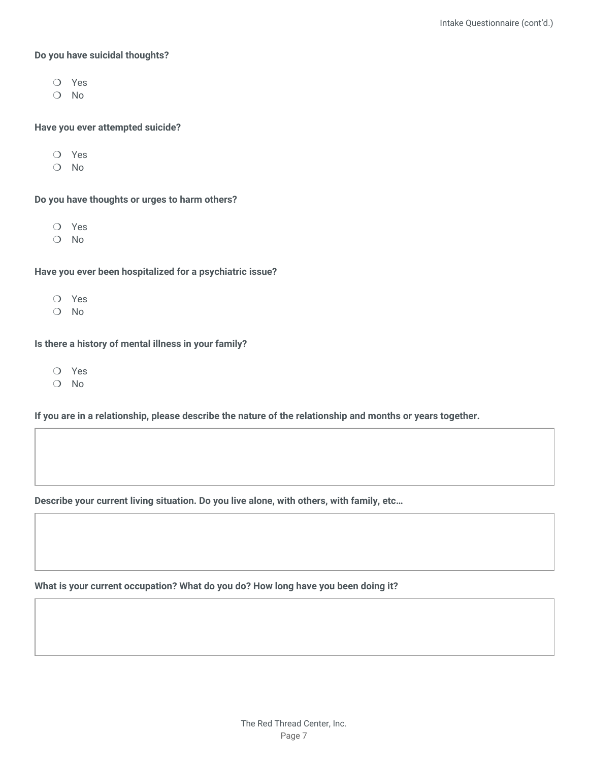**Do you have suicidal thoughts?**

- ❍ Yes
- ❍ No

**Have you ever attempted suicide?**

- ❍ Yes
- ❍ No

**Do you have thoughts or urges to harm others?**

- ❍ Yes
- ❍ No

**Have you ever been hospitalized for a psychiatric issue?**

- ❍ Yes
- ❍ No

**Is there a history of mental illness in your family?**

- ❍ Yes
- ❍ No

**If you are in a relationship, please describe the nature of the relationship and months or years together.**

| |
|---|
| |

**Describe your current living situation. Do you live alone, with others, with family, etc…**

| |
|---|
| |

**What is your current occupation? What do you do? How long have you been doing it?**

| |
|---|
| |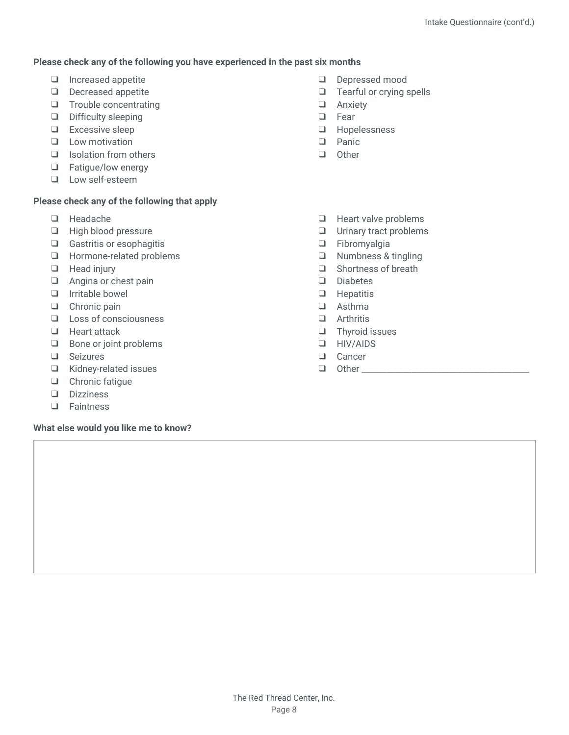**Please check any of the following you have experienced in the past six months**

- ❑ Increased appetite
- ❑ Decreased appetite
- ❑ Trouble concentrating
- ❑ Difficulty sleeping
- ❑ Excessive sleep
- ❑ Low motivation
- ❑ Isolation from others
- ❑ Fatigue/low energy
- ❑ Low self-esteem
- ❑ Depressed mood
- ❑ Tearful or crying spells
- ❑ Anxiety
- ❑ Fear
- ❑ Hopelessness
- ❑ Panic
- ❑ Other

**Please check any of the following that apply**

- ❑ Headache
- ❑ High blood pressure
- ❑ Gastritis or esophagitis
- ❑ Hormone-related problems
- ❑ Head injury
- ❑ Angina or chest pain
- ❑ Irritable bowel
- ❑ Chronic pain
- ❑ Loss of consciousness
- ❑ Heart attack
- ❑ Bone or joint problems
- ❑ Seizures
- ❑ Kidney-related issues
- ❑ Chronic fatigue
- ❑ Dizziness
- ❑ Faintness
- ❑ Heart valve problems
- ❑ Urinary tract problems
- ❑ Fibromyalgia
- ❑ Numbness & tingling
- ❑ Shortness of breath
- ❑ Diabetes
- ❑ Hepatitis
- ❑ Asthma
- ❑ Arthritis
- ❑ Thyroid issues
- ❑ HIV/AIDS
- ❑ Cancer
- ❑ Other ___________________________________

**What else would you like me to know?**

| |
|---|
| |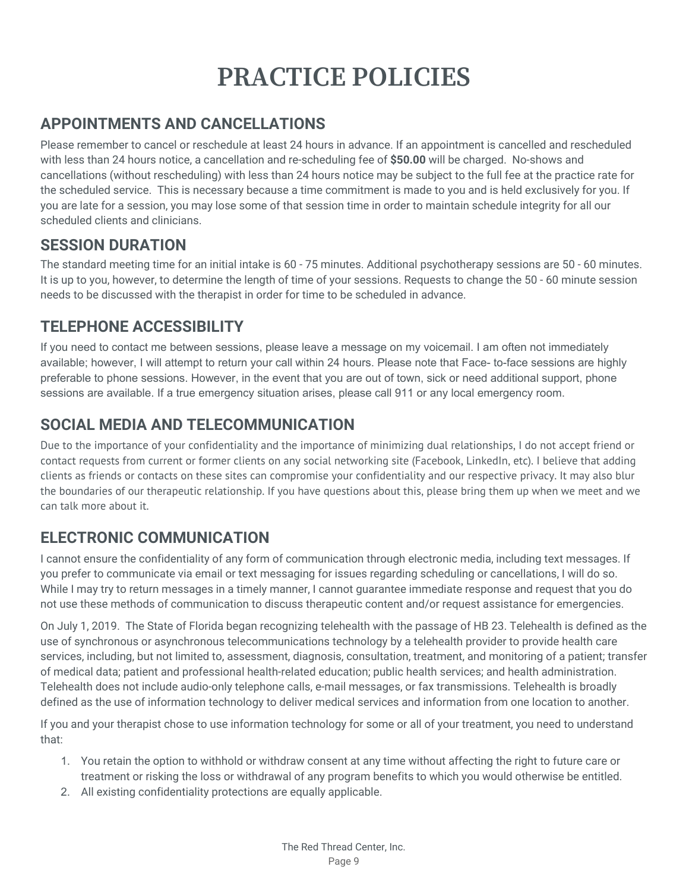# PRACTICE POLICIES

## APPOINTMENTS AND CANCELLATIONS

Please remember to cancel or reschedule at least 24 hours in advance. If an appointment is cancelled and rescheduled with less than 24 hours notice, a cancellation and re-scheduling fee of **$50.00** will be charged. No-shows and cancellations (without rescheduling) with less than 24 hours notice may be subject to the full fee at the practice rate for the scheduled service. This is necessary because a time commitment is made to you and is held exclusively for you. If you are late for a session, you may lose some of that session time in order to maintain schedule integrity for all our scheduled clients and clinicians.

## SESSION DURATION

The standard meeting time for an initial intake is 60 - 75 minutes. Additional psychotherapy sessions are 50 - 60 minutes. It is up to you, however, to determine the length of time of your sessions. Requests to change the 50 - 60 minute session needs to be discussed with the therapist in order for time to be scheduled in advance.

## TELEPHONE ACCESSIBILITY

If you need to contact me between sessions, please leave a message on my voicemail. I am often not immediately available; however, I will attempt to return your call within 24 hours. Please note that Face- to-face sessions are highly preferable to phone sessions. However, in the event that you are out of town, sick or need additional support, phone sessions are available. If a true emergency situation arises, please call 911 or any local emergency room.

## SOCIAL MEDIA AND TELECOMMUNICATION

Due to the importance of your confidentiality and the importance of minimizing dual relationships, I do not accept friend or contact requests from current or former clients on any social networking site (Facebook, LinkedIn, etc). I believe that adding clients as friends or contacts on these sites can compromise your confidentiality and our respective privacy. It may also blur the boundaries of our therapeutic relationship. If you have questions about this, please bring them up when we meet and we can talk more about it.

## ELECTRONIC COMMUNICATION

I cannot ensure the confidentiality of any form of communication through electronic media, including text messages. If you prefer to communicate via email or text messaging for issues regarding scheduling or cancellations, I will do so. While I may try to return messages in a timely manner, I cannot guarantee immediate response and request that you do not use these methods of communication to discuss therapeutic content and/or request assistance for emergencies.

On July 1, 2019. The State of Florida began recognizing telehealth with the passage of HB 23. Telehealth is defined as the use of synchronous or asynchronous telecommunications technology by a telehealth provider to provide health care services, including, but not limited to, assessment, diagnosis, consultation, treatment, and monitoring of a patient; transfer of medical data; patient and professional health-related education; public health services; and health administration. Telehealth does not include audio-only telephone calls, e-mail messages, or fax transmissions. Telehealth is broadly defined as the use of information technology to deliver medical services and information from one location to another.

If you and your therapist chose to use information technology for some or all of your treatment, you need to understand that:

1. You retain the option to withhold or withdraw consent at any time without affecting the right to future care or treatment or risking the loss or withdrawal of any program benefits to which you would otherwise be entitled.
2. All existing confidentiality protections are equally applicable.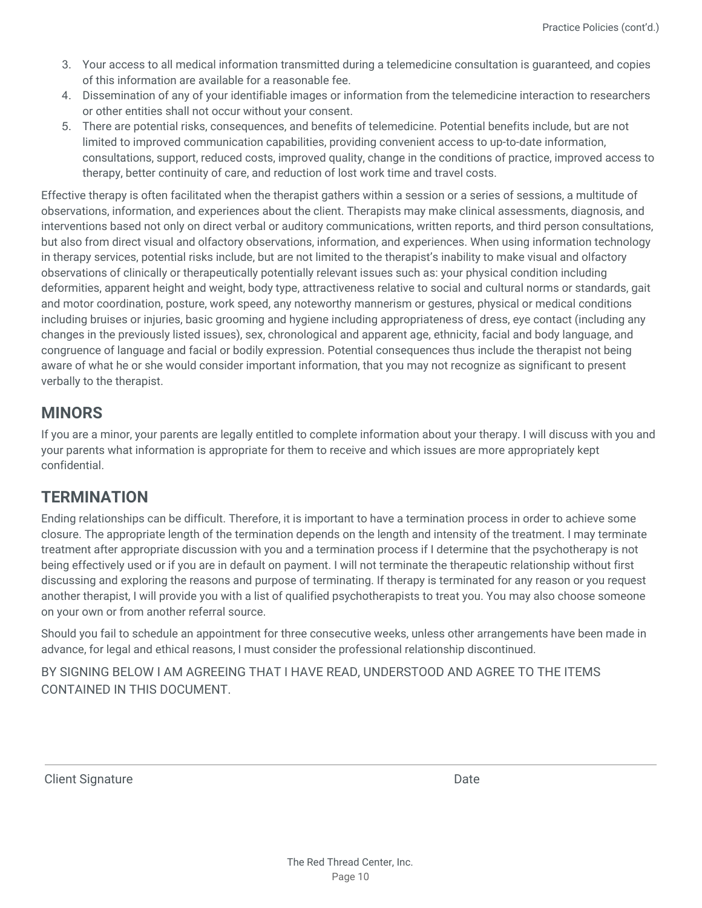3. Your access to all medical information transmitted during a telemedicine consultation is guaranteed, and copies of this information are available for a reasonable fee.
4. Dissemination of any of your identifiable images or information from the telemedicine interaction to researchers or other entities shall not occur without your consent.
5. There are potential risks, consequences, and benefits of telemedicine. Potential benefits include, but are not limited to improved communication capabilities, providing convenient access to up-to-date information, consultations, support, reduced costs, improved quality, change in the conditions of practice, improved access to therapy, better continuity of care, and reduction of lost work time and travel costs.

Effective therapy is often facilitated when the therapist gathers within a session or a series of sessions, a multitude of observations, information, and experiences about the client. Therapists may make clinical assessments, diagnosis, and interventions based not only on direct verbal or auditory communications, written reports, and third person consultations, but also from direct visual and olfactory observations, information, and experiences. When using information technology in therapy services, potential risks include, but are not limited to the therapist's inability to make visual and olfactory observations of clinically or therapeutically potentially relevant issues such as: your physical condition including deformities, apparent height and weight, body type, attractiveness relative to social and cultural norms or standards, gait and motor coordination, posture, work speed, any noteworthy mannerism or gestures, physical or medical conditions including bruises or injuries, basic grooming and hygiene including appropriateness of dress, eye contact (including any changes in the previously listed issues), sex, chronological and apparent age, ethnicity, facial and body language, and congruence of language and facial or bodily expression. Potential consequences thus include the therapist not being aware of what he or she would consider important information, that you may not recognize as significant to present verbally to the therapist.

## MINORS

If you are a minor, your parents are legally entitled to complete information about your therapy. I will discuss with you and your parents what information is appropriate for them to receive and which issues are more appropriately kept confidential.

## TERMINATION

Ending relationships can be difficult. Therefore, it is important to have a termination process in order to achieve some closure. The appropriate length of the termination depends on the length and intensity of the treatment. I may terminate treatment after appropriate discussion with you and a termination process if I determine that the psychotherapy is not being effectively used or if you are in default on payment. I will not terminate the therapeutic relationship without first discussing and exploring the reasons and purpose of terminating. If therapy is terminated for any reason or you request another therapist, I will provide you with a list of qualified psychotherapists to treat you. You may also choose someone on your own or from another referral source.

Should you fail to schedule an appointment for three consecutive weeks, unless other arrangements have been made in advance, for legal and ethical reasons, I must consider the professional relationship discontinued.

BY SIGNING BELOW I AM AGREEING THAT I HAVE READ, UNDERSTOOD AND AGREE TO THE ITEMS CONTAINED IN THIS DOCUMENT.

______________________________________________________________

Client Signature Date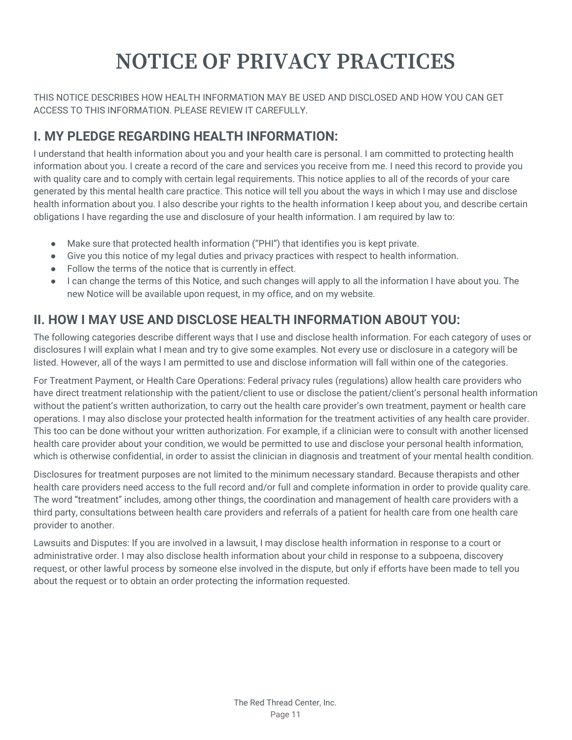# NOTICE OF PRIVACY PRACTICES

THIS NOTICE DESCRIBES HOW HEALTH INFORMATION MAY BE USED AND DISCLOSED AND HOW YOU CAN GET ACCESS TO THIS INFORMATION. PLEASE REVIEW IT CAREFULLY.

## I. MY PLEDGE REGARDING HEALTH INFORMATION:

I understand that health information about you and your health care is personal. I am committed to protecting health information about you. I create a record of the care and services you receive from me. I need this record to provide you with quality care and to comply with certain legal requirements. This notice applies to all of the records of your care generated by this mental health care practice. This notice will tell you about the ways in which I may use and disclose health information about you. I also describe your rights to the health information I keep about you, and describe certain obligations I have regarding the use and disclosure of your health information. I am required by law to:

- Make sure that protected health information ("PHI") that identifies you is kept private.
- Give you this notice of my legal duties and privacy practices with respect to health information.
- Follow the terms of the notice that is currently in effect.
- I can change the terms of this Notice, and such changes will apply to all the information I have about you. The new Notice will be available upon request, in my office, and on my website.

## II. HOW I MAY USE AND DISCLOSE HEALTH INFORMATION ABOUT YOU:

The following categories describe different ways that I use and disclose health information. For each category of uses or disclosures I will explain what I mean and try to give some examples. Not every use or disclosure in a category will be listed. However, all of the ways I am permitted to use and disclose information will fall within one of the categories.

For Treatment Payment, or Health Care Operations: Federal privacy rules (regulations) allow health care providers who have direct treatment relationship with the patient/client to use or disclose the patient/client's personal health information without the patient's written authorization, to carry out the health care provider's own treatment, payment or health care operations. I may also disclose your protected health information for the treatment activities of any health care provider. This too can be done without your written authorization. For example, if a clinician were to consult with another licensed health care provider about your condition, we would be permitted to use and disclose your personal health information, which is otherwise confidential, in order to assist the clinician in diagnosis and treatment of your mental health condition.

Disclosures for treatment purposes are not limited to the minimum necessary standard. Because therapists and other health care providers need access to the full record and/or full and complete information in order to provide quality care. The word "treatment" includes, among other things, the coordination and management of health care providers with a third party, consultations between health care providers and referrals of a patient for health care from one health care provider to another.

Lawsuits and Disputes: If you are involved in a lawsuit, I may disclose health information in response to a court or administrative order. I may also disclose health information about your child in response to a subpoena, discovery request, or other lawful process by someone else involved in the dispute, but only if efforts have been made to tell you about the request or to obtain an order protecting the information requested.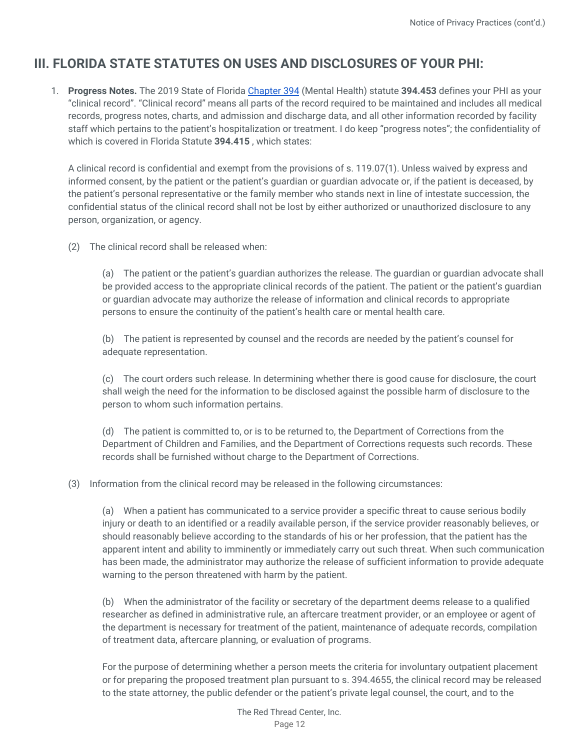## III. FLORIDA STATE STATUTES ON USES AND DISCLOSURES OF YOUR PHI:

1. **Progress Notes.** The 2019 State of Florida Chapter 394 (Mental Health) statute **394.453** defines your PHI as your "clinical record". "Clinical record" means all parts of the record required to be maintained and includes all medical records, progress notes, charts, and admission and discharge data, and all other information recorded by facility staff which pertains to the patient's hospitalization or treatment. I do keep "progress notes"; the confidentiality of which is covered in Florida Statute **394.415** , which states:

   A clinical record is confidential and exempt from the provisions of s. 119.07(1). Unless waived by express and informed consent, by the patient or the patient's guardian or guardian advocate or, if the patient is deceased, by the patient's personal representative or the family member who stands next in line of intestate succession, the confidential status of the clinical record shall not be lost by either authorized or unauthorized disclosure to any person, organization, or agency.

   (2) The clinical record shall be released when:

   (a) The patient or the patient's guardian authorizes the release. The guardian or guardian advocate shall be provided access to the appropriate clinical records of the patient. The patient or the patient's guardian or guardian advocate may authorize the release of information and clinical records to appropriate persons to ensure the continuity of the patient's health care or mental health care.

   (b) The patient is represented by counsel and the records are needed by the patient's counsel for adequate representation.

   (c) The court orders such release. In determining whether there is good cause for disclosure, the court shall weigh the need for the information to be disclosed against the possible harm of disclosure to the person to whom such information pertains.

   (d) The patient is committed to, or is to be returned to, the Department of Corrections from the Department of Children and Families, and the Department of Corrections requests such records. These records shall be furnished without charge to the Department of Corrections.

   (3) Information from the clinical record may be released in the following circumstances:

   (a) When a patient has communicated to a service provider a specific threat to cause serious bodily injury or death to an identified or a readily available person, if the service provider reasonably believes, or should reasonably believe according to the standards of his or her profession, that the patient has the apparent intent and ability to imminently or immediately carry out such threat. When such communication has been made, the administrator may authorize the release of sufficient information to provide adequate warning to the person threatened with harm by the patient.

   (b) When the administrator of the facility or secretary of the department deems release to a qualified researcher as defined in administrative rule, an aftercare treatment provider, or an employee or agent of the department is necessary for treatment of the patient, maintenance of adequate records, compilation of treatment data, aftercare planning, or evaluation of programs.

   For the purpose of determining whether a person meets the criteria for involuntary outpatient placement or for preparing the proposed treatment plan pursuant to s. 394.4655, the clinical record may be released to the state attorney, the public defender or the patient's private legal counsel, the court, and to the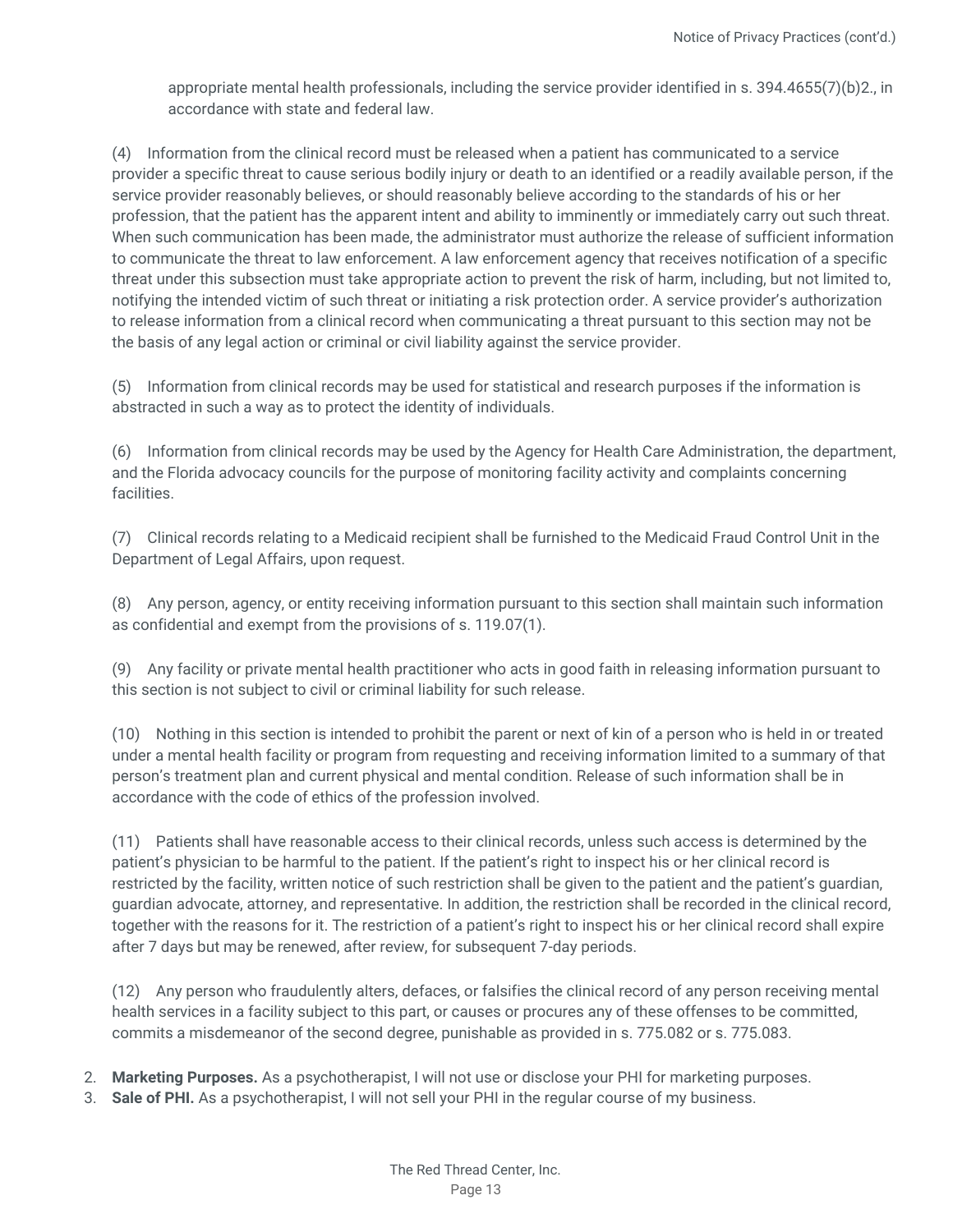appropriate mental health professionals, including the service provider identified in s. 394.4655(7)(b)2., in accordance with state and federal law.

(4) Information from the clinical record must be released when a patient has communicated to a service provider a specific threat to cause serious bodily injury or death to an identified or a readily available person, if the service provider reasonably believes, or should reasonably believe according to the standards of his or her profession, that the patient has the apparent intent and ability to imminently or immediately carry out such threat. When such communication has been made, the administrator must authorize the release of sufficient information to communicate the threat to law enforcement. A law enforcement agency that receives notification of a specific threat under this subsection must take appropriate action to prevent the risk of harm, including, but not limited to, notifying the intended victim of such threat or initiating a risk protection order. A service provider's authorization to release information from a clinical record when communicating a threat pursuant to this section may not be the basis of any legal action or criminal or civil liability against the service provider.

(5) Information from clinical records may be used for statistical and research purposes if the information is abstracted in such a way as to protect the identity of individuals.

(6) Information from clinical records may be used by the Agency for Health Care Administration, the department, and the Florida advocacy councils for the purpose of monitoring facility activity and complaints concerning facilities.

(7) Clinical records relating to a Medicaid recipient shall be furnished to the Medicaid Fraud Control Unit in the Department of Legal Affairs, upon request.

(8) Any person, agency, or entity receiving information pursuant to this section shall maintain such information as confidential and exempt from the provisions of s. 119.07(1).

(9) Any facility or private mental health practitioner who acts in good faith in releasing information pursuant to this section is not subject to civil or criminal liability for such release.

(10) Nothing in this section is intended to prohibit the parent or next of kin of a person who is held in or treated under a mental health facility or program from requesting and receiving information limited to a summary of that person's treatment plan and current physical and mental condition. Release of such information shall be in accordance with the code of ethics of the profession involved.

(11) Patients shall have reasonable access to their clinical records, unless such access is determined by the patient's physician to be harmful to the patient. If the patient's right to inspect his or her clinical record is restricted by the facility, written notice of such restriction shall be given to the patient and the patient's guardian, guardian advocate, attorney, and representative. In addition, the restriction shall be recorded in the clinical record, together with the reasons for it. The restriction of a patient's right to inspect his or her clinical record shall expire after 7 days but may be renewed, after review, for subsequent 7-day periods.

(12) Any person who fraudulently alters, defaces, or falsifies the clinical record of any person receiving mental health services in a facility subject to this part, or causes or procures any of these offenses to be committed, commits a misdemeanor of the second degree, punishable as provided in s. 775.082 or s. 775.083.

2. **Marketing Purposes.** As a psychotherapist, I will not use or disclose your PHI for marketing purposes.
3. **Sale of PHI.** As a psychotherapist, I will not sell your PHI in the regular course of my business.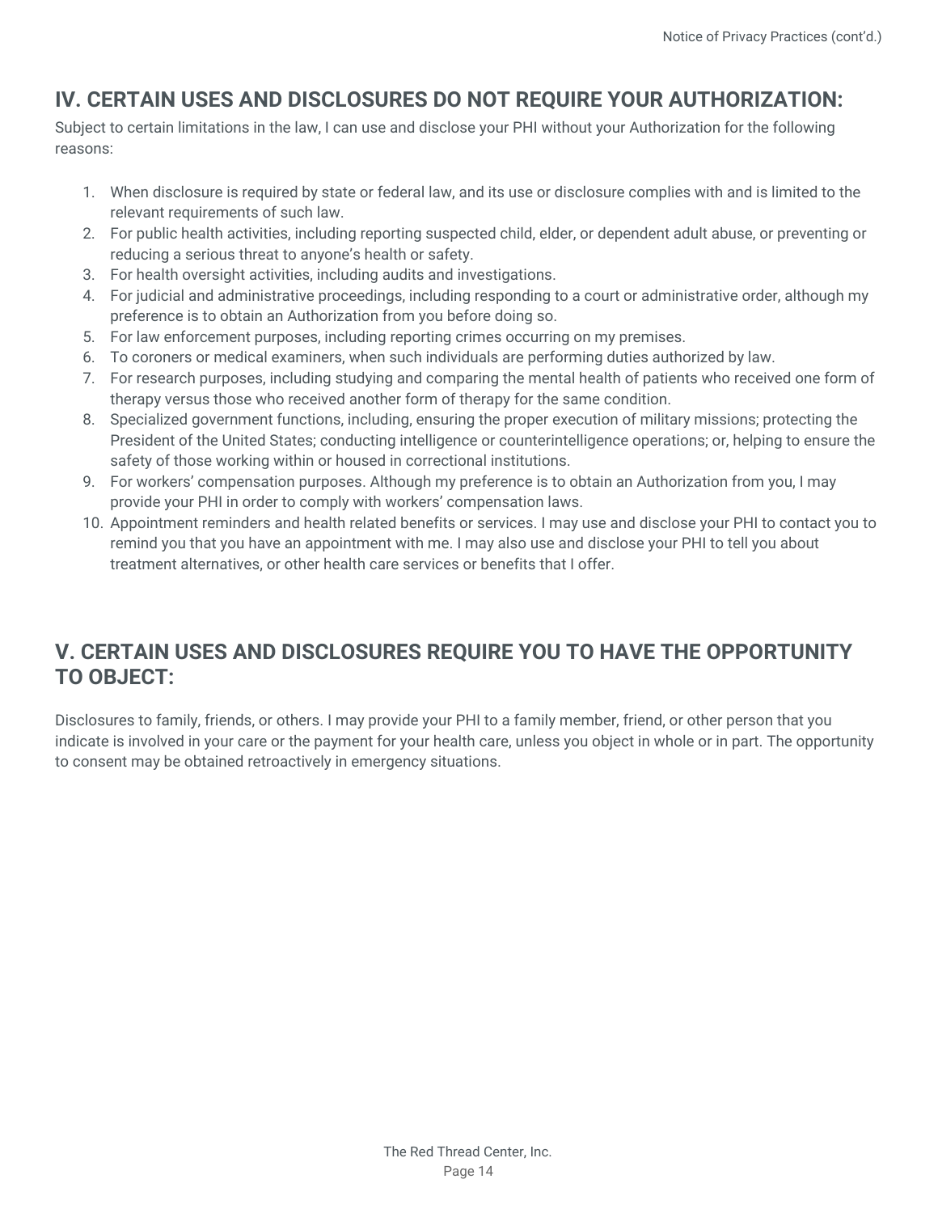## IV. CERTAIN USES AND DISCLOSURES DO NOT REQUIRE YOUR AUTHORIZATION:

Subject to certain limitations in the law, I can use and disclose your PHI without your Authorization for the following reasons:

1. When disclosure is required by state or federal law, and its use or disclosure complies with and is limited to the relevant requirements of such law.
2. For public health activities, including reporting suspected child, elder, or dependent adult abuse, or preventing or reducing a serious threat to anyone's health or safety.
3. For health oversight activities, including audits and investigations.
4. For judicial and administrative proceedings, including responding to a court or administrative order, although my preference is to obtain an Authorization from you before doing so.
5. For law enforcement purposes, including reporting crimes occurring on my premises.
6. To coroners or medical examiners, when such individuals are performing duties authorized by law.
7. For research purposes, including studying and comparing the mental health of patients who received one form of therapy versus those who received another form of therapy for the same condition.
8. Specialized government functions, including, ensuring the proper execution of military missions; protecting the President of the United States; conducting intelligence or counterintelligence operations; or, helping to ensure the safety of those working within or housed in correctional institutions.
9. For workers' compensation purposes. Although my preference is to obtain an Authorization from you, I may provide your PHI in order to comply with workers' compensation laws.
10. Appointment reminders and health related benefits or services. I may use and disclose your PHI to contact you to remind you that you have an appointment with me. I may also use and disclose your PHI to tell you about treatment alternatives, or other health care services or benefits that I offer.

## V. CERTAIN USES AND DISCLOSURES REQUIRE YOU TO HAVE THE OPPORTUNITY TO OBJECT:

Disclosures to family, friends, or others. I may provide your PHI to a family member, friend, or other person that you indicate is involved in your care or the payment for your health care, unless you object in whole or in part. The opportunity to consent may be obtained retroactively in emergency situations.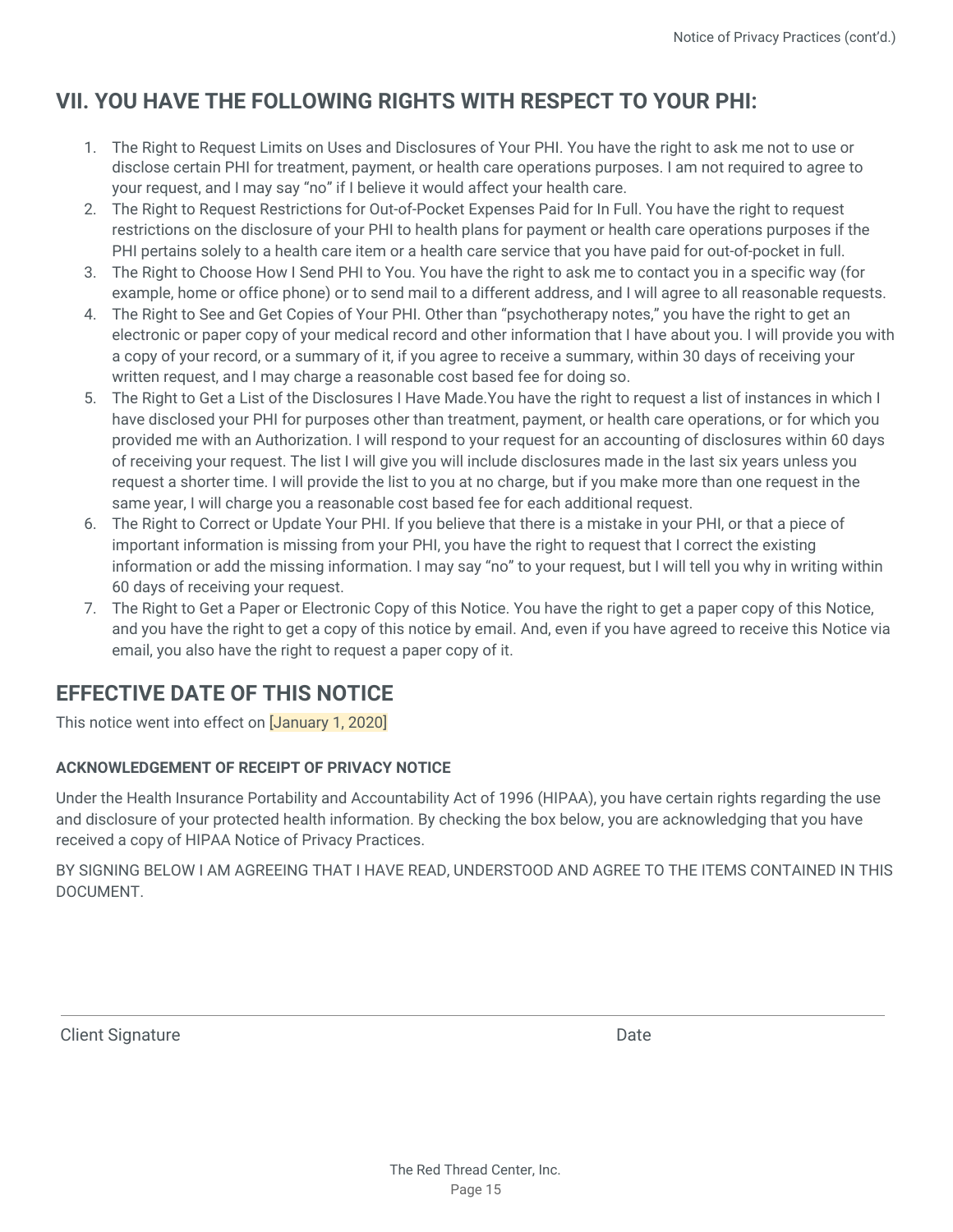## VII. YOU HAVE THE FOLLOWING RIGHTS WITH RESPECT TO YOUR PHI:

1. The Right to Request Limits on Uses and Disclosures of Your PHI. You have the right to ask me not to use or disclose certain PHI for treatment, payment, or health care operations purposes. I am not required to agree to your request, and I may say "no" if I believe it would affect your health care.
2. The Right to Request Restrictions for Out-of-Pocket Expenses Paid for In Full. You have the right to request restrictions on the disclosure of your PHI to health plans for payment or health care operations purposes if the PHI pertains solely to a health care item or a health care service that you have paid for out-of-pocket in full.
3. The Right to Choose How I Send PHI to You. You have the right to ask me to contact you in a specific way (for example, home or office phone) or to send mail to a different address, and I will agree to all reasonable requests.
4. The Right to See and Get Copies of Your PHI. Other than "psychotherapy notes," you have the right to get an electronic or paper copy of your medical record and other information that I have about you. I will provide you with a copy of your record, or a summary of it, if you agree to receive a summary, within 30 days of receiving your written request, and I may charge a reasonable cost based fee for doing so.
5. The Right to Get a List of the Disclosures I Have Made.You have the right to request a list of instances in which I have disclosed your PHI for purposes other than treatment, payment, or health care operations, or for which you provided me with an Authorization. I will respond to your request for an accounting of disclosures within 60 days of receiving your request. The list I will give you will include disclosures made in the last six years unless you request a shorter time. I will provide the list to you at no charge, but if you make more than one request in the same year, I will charge you a reasonable cost based fee for each additional request.
6. The Right to Correct or Update Your PHI. If you believe that there is a mistake in your PHI, or that a piece of important information is missing from your PHI, you have the right to request that I correct the existing information or add the missing information. I may say "no" to your request, but I will tell you why in writing within 60 days of receiving your request.
7. The Right to Get a Paper or Electronic Copy of this Notice. You have the right to get a paper copy of this Notice, and you have the right to get a copy of this notice by email. And, even if you have agreed to receive this Notice via email, you also have the right to request a paper copy of it.

## EFFECTIVE DATE OF THIS NOTICE

This notice went into effect on [January 1, 2020]

#### ACKNOWLEDGEMENT OF RECEIPT OF PRIVACY NOTICE

Under the Health Insurance Portability and Accountability Act of 1996 (HIPAA), you have certain rights regarding the use and disclosure of your protected health information. By checking the box below, you are acknowledging that you have received a copy of HIPAA Notice of Privacy Practices.

BY SIGNING BELOW I AM AGREEING THAT I HAVE READ, UNDERSTOOD AND AGREE TO THE ITEMS CONTAINED IN THIS DOCUMENT.

Client Signature                                                                                    Date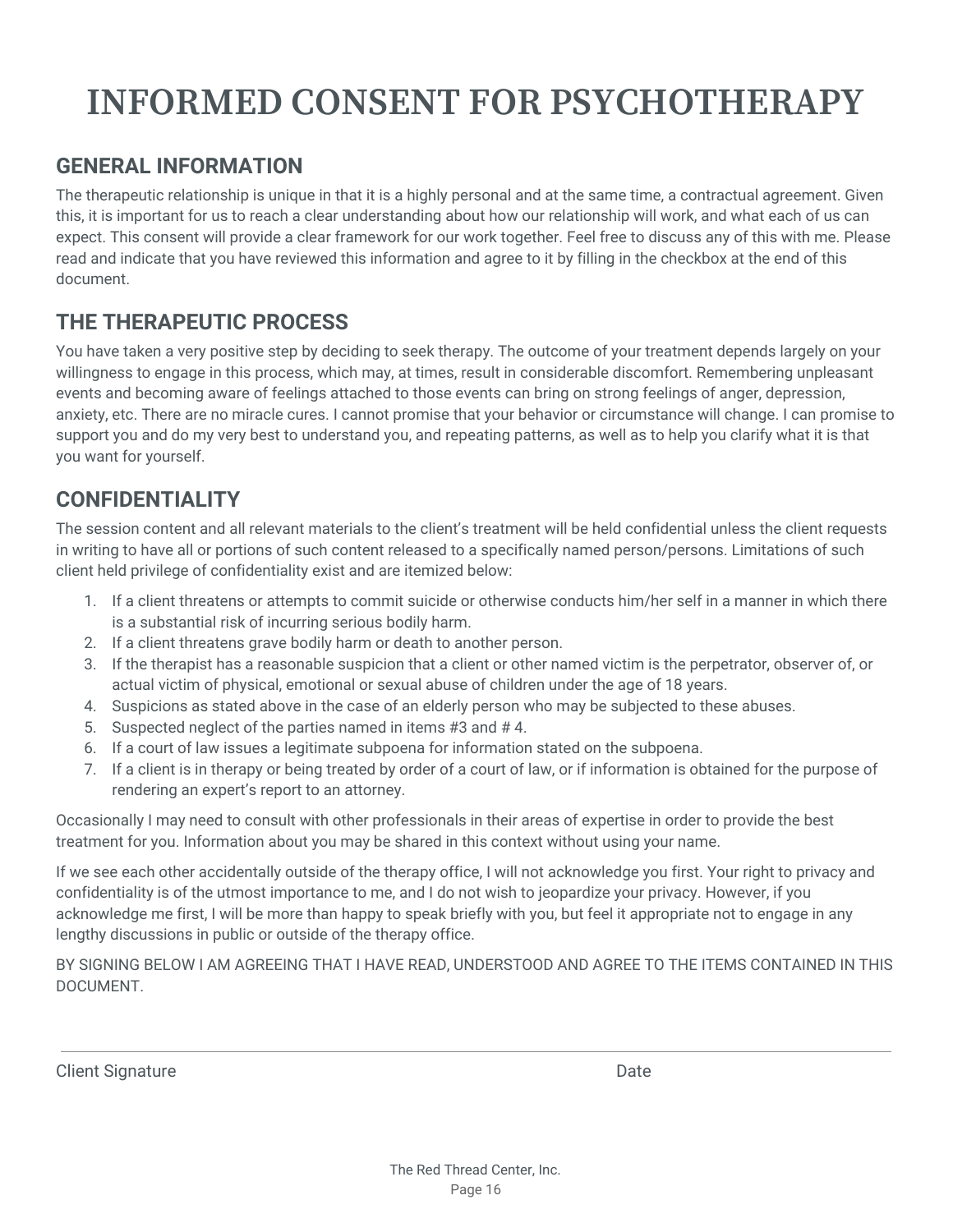# INFORMED CONSENT FOR PSYCHOTHERAPY

## GENERAL INFORMATION

The therapeutic relationship is unique in that it is a highly personal and at the same time, a contractual agreement. Given this, it is important for us to reach a clear understanding about how our relationship will work, and what each of us can expect. This consent will provide a clear framework for our work together. Feel free to discuss any of this with me. Please read and indicate that you have reviewed this information and agree to it by filling in the checkbox at the end of this document.

## THE THERAPEUTIC PROCESS

You have taken a very positive step by deciding to seek therapy. The outcome of your treatment depends largely on your willingness to engage in this process, which may, at times, result in considerable discomfort. Remembering unpleasant events and becoming aware of feelings attached to those events can bring on strong feelings of anger, depression, anxiety, etc. There are no miracle cures. I cannot promise that your behavior or circumstance will change. I can promise to support you and do my very best to understand you, and repeating patterns, as well as to help you clarify what it is that you want for yourself.

## CONFIDENTIALITY

The session content and all relevant materials to the client's treatment will be held confidential unless the client requests in writing to have all or portions of such content released to a specifically named person/persons. Limitations of such client held privilege of confidentiality exist and are itemized below:

1. If a client threatens or attempts to commit suicide or otherwise conducts him/her self in a manner in which there is a substantial risk of incurring serious bodily harm.
2. If a client threatens grave bodily harm or death to another person.
3. If the therapist has a reasonable suspicion that a client or other named victim is the perpetrator, observer of, or actual victim of physical, emotional or sexual abuse of children under the age of 18 years.
4. Suspicions as stated above in the case of an elderly person who may be subjected to these abuses.
5. Suspected neglect of the parties named in items #3 and # 4.
6. If a court of law issues a legitimate subpoena for information stated on the subpoena.
7. If a client is in therapy or being treated by order of a court of law, or if information is obtained for the purpose of rendering an expert's report to an attorney.

Occasionally I may need to consult with other professionals in their areas of expertise in order to provide the best treatment for you. Information about you may be shared in this context without using your name.

If we see each other accidentally outside of the therapy office, I will not acknowledge you first. Your right to privacy and confidentiality is of the utmost importance to me, and I do not wish to jeopardize your privacy. However, if you acknowledge me first, I will be more than happy to speak briefly with you, but feel it appropriate not to engage in any lengthy discussions in public or outside of the therapy office.

BY SIGNING BELOW I AM AGREEING THAT I HAVE READ, UNDERSTOOD AND AGREE TO THE ITEMS CONTAINED IN THIS DOCUMENT.

Client Signature　　　　　　　　　　　　　　　　　　　　Date